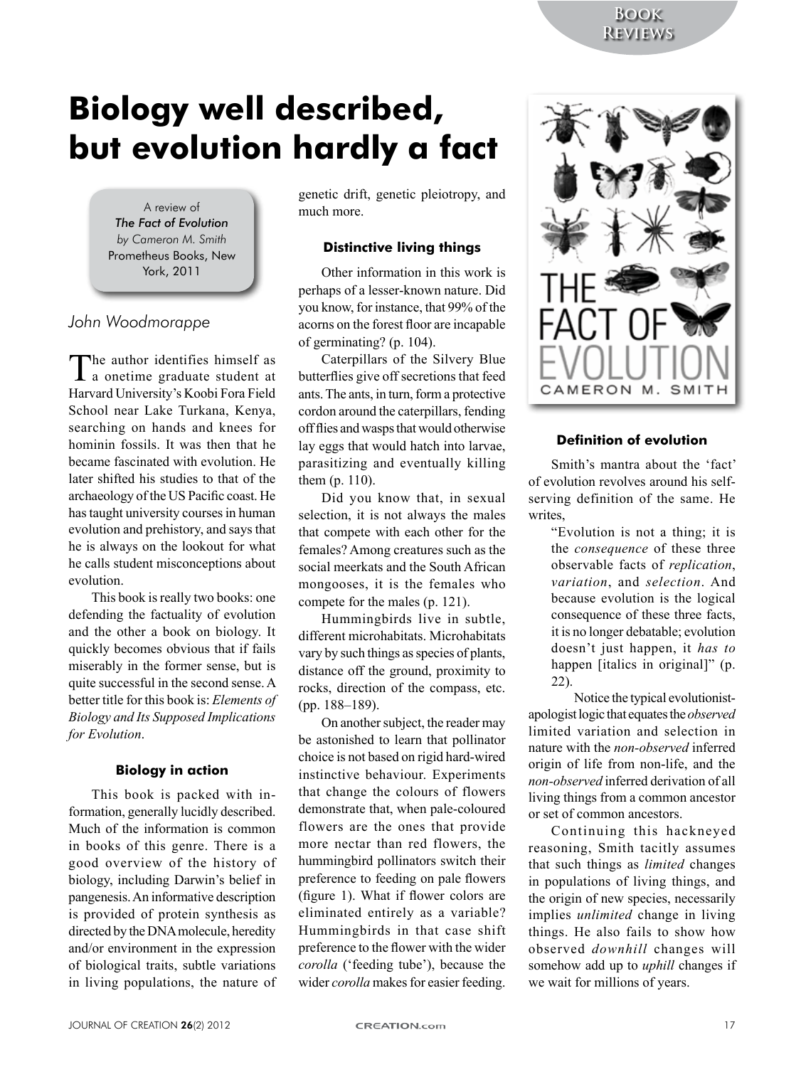# Biology well described, but evolution hardly a fact

A review of
*The Fact of Evolution*
*by Cameron M. Smith*
Prometheus Books, New York, 2011

*John Woodmorappe*

The author identifies himself as a onetime graduate student at Harvard University's Koobi Fora Field School near Lake Turkana, Kenya, searching on hands and knees for hominin fossils. It was then that he became fascinated with evolution. He later shifted his studies to that of the archaeology of the US Pacific coast. He has taught university courses in human evolution and prehistory, and says that he is always on the lookout for what he calls student misconceptions about evolution.

This book is really two books: one defending the factuality of evolution and the other a book on biology. It quickly becomes obvious that if fails miserably in the former sense, but is quite successful in the second sense. A better title for this book is: *Elements of Biology and Its Supposed Implications for Evolution*.

### Biology in action

This book is packed with information, generally lucidly described. Much of the information is common in books of this genre. There is a good overview of the history of biology, including Darwin's belief in pangenesis. An informative description is provided of protein synthesis as directed by the DNA molecule, heredity and/or environment in the expression of biological traits, subtle variations in living populations, the nature of genetic drift, genetic pleiotropy, and much more.

### Distinctive living things

Other information in this work is perhaps of a lesser-known nature. Did you know, for instance, that 99% of the acorns on the forest floor are incapable of germinating? (p. 104).

Caterpillars of the Silvery Blue butterflies give off secretions that feed ants. The ants, in turn, form a protective cordon around the caterpillars, fending off flies and wasps that would otherwise lay eggs that would hatch into larvae, parasitizing and eventually killing them (p. 110).

Did you know that, in sexual selection, it is not always the males that compete with each other for the females? Among creatures such as the social meerkats and the South African mongooses, it is the females who compete for the males (p. 121).

Hummingbirds live in subtle, different microhabitats. Microhabitats vary by such things as species of plants, distance off the ground, proximity to rocks, direction of the compass, etc. (pp. 188–189).

On another subject, the reader may be astonished to learn that pollinator choice is not based on rigid hard-wired instinctive behaviour. Experiments that change the colours of flowers demonstrate that, when pale-coloured flowers are the ones that provide more nectar than red flowers, the hummingbird pollinators switch their preference to feeding on pale flowers (figure 1). What if flower colors are eliminated entirely as a variable? Hummingbirds in that case shift preference to the flower with the wider *corolla* ('feeding tube'), because the wider *corolla* makes for easier feeding.

### Definition of evolution

Smith's mantra about the 'fact' of evolution revolves around his self-serving definition of the same. He writes,

> "Evolution is not a thing; it is the *consequence* of these three observable facts of *replication*, *variation*, and *selection*. And because evolution is the logical consequence of these three facts, it is no longer debatable; evolution doesn't just happen, it *has to* happen [italics in original]" (p. 22).

Notice the typical evolutionist-apologist logic that equates the *observed* limited variation and selection in nature with the *non-observed* inferred origin of life from non-life, and the *non-observed* inferred derivation of all living things from a common ancestor or set of common ancestors.

Continuing this hackneyed reasoning, Smith tacitly assumes that such things as *limited* changes in populations of living things, and the origin of new species, necessarily implies *unlimited* change in living things. He also fails to show how observed *downhill* changes will somehow add up to *uphill* changes if we wait for millions of years.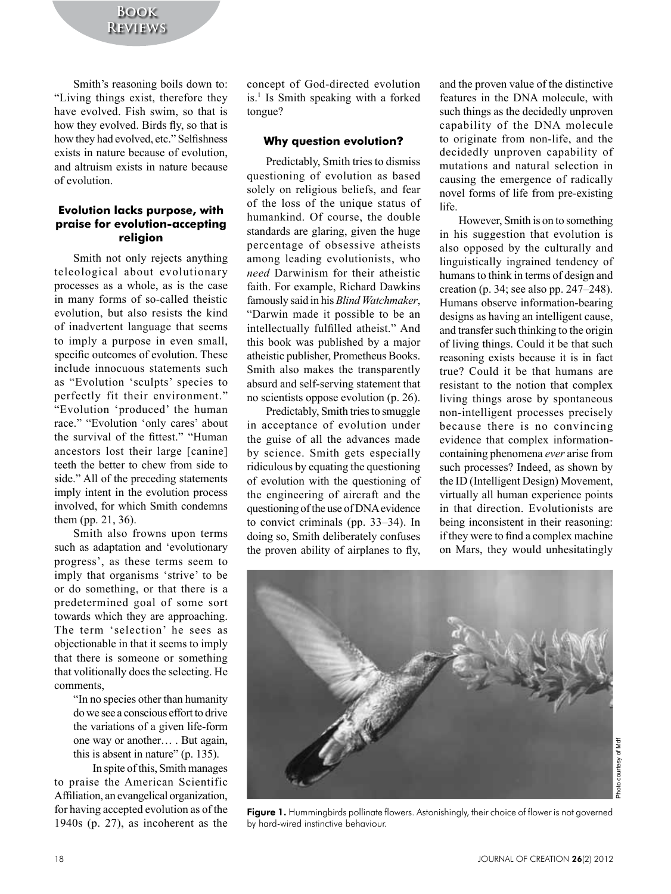Smith's reasoning boils down to: "Living things exist, therefore they have evolved. Fish swim, so that is how they evolved. Birds fly, so that is how they had evolved, etc." Selfishness exists in nature because of evolution, and altruism exists in nature because of evolution.

### Evolution lacks purpose, with praise for evolution-accepting religion

Smith not only rejects anything teleological about evolutionary processes as a whole, as is the case in many forms of so-called theistic evolution, but also resists the kind of inadvertent language that seems to imply a purpose in even small, specific outcomes of evolution. These include innocuous statements such as "Evolution 'sculpts' species to perfectly fit their environment." "Evolution 'produced' the human race." "Evolution 'only cares' about the survival of the fittest." "Human ancestors lost their large [canine] teeth the better to chew from side to side." All of the preceding statements imply intent in the evolution process involved, for which Smith condemns them (pp. 21, 36).

Smith also frowns upon terms such as adaptation and 'evolutionary progress', as these terms seem to imply that organisms 'strive' to be or do something, or that there is a predetermined goal of some sort towards which they are approaching. The term 'selection' he sees as objectionable in that it seems to imply that there is someone or something that volitionally does the selecting. He comments,

> "In no species other than humanity do we see a conscious effort to drive the variations of a given life-form one way or another… . But again, this is absent in nature" (p. 135).

In spite of this, Smith manages to praise the American Scientific Affiliation, an evangelical organization, for having accepted evolution as of the 1940s (p. 27), as incoherent as the concept of God-directed evolution is.[1] Is Smith speaking with a forked tongue?

### Why question evolution?

Predictably, Smith tries to dismiss questioning of evolution as based solely on religious beliefs, and fear of the loss of the unique status of humankind. Of course, the double standards are glaring, given the huge percentage of obsessive atheists among leading evolutionists, who *need* Darwinism for their atheistic faith. For example, Richard Dawkins famously said in his *Blind Watchmaker*, "Darwin made it possible to be an intellectually fulfilled atheist." And this book was published by a major atheistic publisher, Prometheus Books. Smith also makes the transparently absurd and self-serving statement that no scientists oppose evolution (p. 26).

Predictably, Smith tries to smuggle in acceptance of evolution under the guise of all the advances made by science. Smith gets especially ridiculous by equating the questioning of evolution with the questioning of the engineering of aircraft and the questioning of the use of DNA evidence to convict criminals (pp. 33–34). In doing so, Smith deliberately confuses the proven ability of airplanes to fly, and the proven value of the distinctive features in the DNA molecule, with such things as the decidedly unproven capability of the DNA molecule to originate from non-life, and the decidedly unproven capability of mutations and natural selection in causing the emergence of radically novel forms of life from pre-existing life.

However, Smith is on to something in his suggestion that evolution is also opposed by the culturally and linguistically ingrained tendency of humans to think in terms of design and creation (p. 34; see also pp. 247–248). Humans observe information-bearing designs as having an intelligent cause, and transfer such thinking to the origin of living things. Could it be that such reasoning exists because it is in fact true? Could it be that humans are resistant to the notion that complex living things arose by spontaneous non-intelligent processes precisely because there is no convincing evidence that complex information-containing phenomena *ever* arise from such processes? Indeed, as shown by the ID (Intelligent Design) Movement, virtually all human experience points in that direction. Evolutionists are being inconsistent in their reasoning: if they were to find a complex machine on Mars, they would unhesitatingly

Photo courtesy of Mdf

**Figure 1.** Hummingbirds pollinate flowers. Astonishingly, their choice of flower is not governed by hard-wired instinctive behaviour.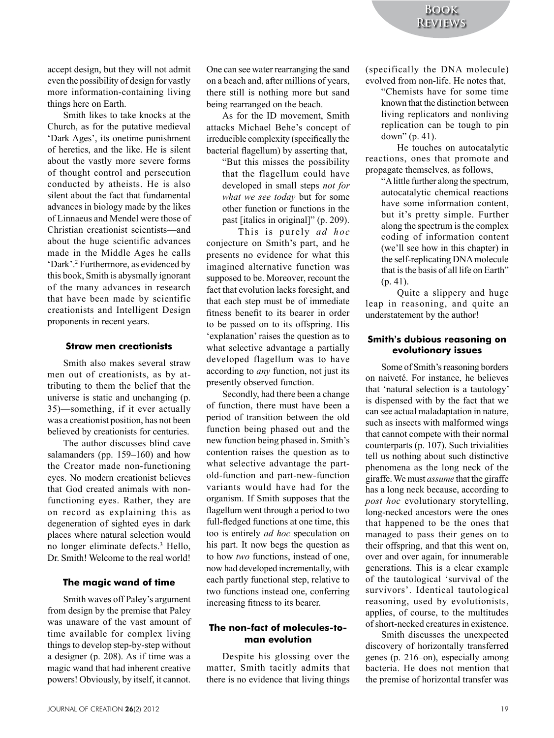accept design, but they will not admit even the possibility of design for vastly more information-containing living things here on Earth.

Smith likes to take knocks at the Church, as for the putative medieval 'Dark Ages', its onetime punishment of heretics, and the like. He is silent about the vastly more severe forms of thought control and persecution conducted by atheists. He is also silent about the fact that fundamental advances in biology made by the likes of Linnaeus and Mendel were those of Christian creationist scientists—and about the huge scientific advances made in the Middle Ages he calls 'Dark'.[2] Furthermore, as evidenced by this book, Smith is abysmally ignorant of the many advances in research that have been made by scientific creationists and Intelligent Design proponents in recent years.

#### Straw men creationists

Smith also makes several straw men out of creationists, as by attributing to them the belief that the universe is static and unchanging (p. 35)—something, if it ever actually was a creationist position, has not been believed by creationists for centuries.

The author discusses blind cave salamanders (pp. 159–160) and how the Creator made non-functioning eyes. No modern creationist believes that God created animals with non-functioning eyes. Rather, they are on record as explaining this as degeneration of sighted eyes in dark places where natural selection would no longer eliminate defects.[3] Hello, Dr. Smith! Welcome to the real world!

#### The magic wand of time

Smith waves off Paley's argument from design by the premise that Paley was unaware of the vast amount of time available for complex living things to develop step-by-step without a designer (p. 208). As if time was a magic wand that had inherent creative powers! Obviously, by itself, it cannot. One can see water rearranging the sand on a beach and, after millions of years, there still is nothing more but sand being rearranged on the beach.

As for the ID movement, Smith attacks Michael Behe's concept of irreducible complexity (specifically the bacterial flagellum) by asserting that,

> "But this misses the possibility that the flagellum could have developed in small steps *not for what we see today* but for some other function or functions in the past [italics in original]" (p. 209).

This is purely *ad hoc* conjecture on Smith's part, and he presents no evidence for what this imagined alternative function was supposed to be. Moreover, recount the fact that evolution lacks foresight, and that each step must be of immediate fitness benefit to its bearer in order to be passed on to its offspring. His 'explanation' raises the question as to what selective advantage a partially developed flagellum was to have according to *any* function, not just its presently observed function.

Secondly, had there been a change of function, there must have been a period of transition between the old function being phased out and the new function being phased in. Smith's contention raises the question as to what selective advantage the part-old-function and part-new-function variants would have had for the organism. If Smith supposes that the flagellum went through a period to two full-fledged functions at one time, this too is entirely *ad hoc* speculation on his part. It now begs the question as to how *two* functions, instead of one, now had developed incrementally, with each partly functional step, relative to two functions instead one, conferring increasing fitness to its bearer.

#### The non-fact of molecules-to-man evolution

Despite his glossing over the matter, Smith tacitly admits that there is no evidence that living things (specifically the DNA molecule) evolved from non-life. He notes that,

> "Chemists have for some time known that the distinction between living replicators and nonliving replication can be tough to pin down" (p. 41).

He touches on autocatalytic reactions, ones that promote and propagate themselves, as follows,

> "A little further along the spectrum, autocatalytic chemical reactions have some information content, but it's pretty simple. Further along the spectrum is the complex coding of information content (we'll see how in this chapter) in the self-replicating DNA molecule that is the basis of all life on Earth" (p. 41).

Quite a slippery and huge leap in reasoning, and quite an understatement by the author!

#### Smith's dubious reasoning on evolutionary issues

Some of Smith's reasoning borders on naiveté. For instance, he believes that 'natural selection is a tautology' is dispensed with by the fact that we can see actual maladaptation in nature, such as insects with malformed wings that cannot compete with their normal counterparts (p. 107). Such trivialities tell us nothing about such distinctive phenomena as the long neck of the giraffe. We must *assume* that the giraffe has a long neck because, according to *post hoc* evolutionary storytelling, long-necked ancestors were the ones that happened to be the ones that managed to pass their genes on to their offspring, and that this went on, over and over again, for innumerable generations. This is a clear example of the tautological 'survival of the survivors'. Identical tautological reasoning, used by evolutionists, applies, of course, to the multitudes of short-necked creatures in existence.

Smith discusses the unexpected discovery of horizontally transferred genes (p. 216–on), especially among bacteria. He does not mention that the premise of horizontal transfer was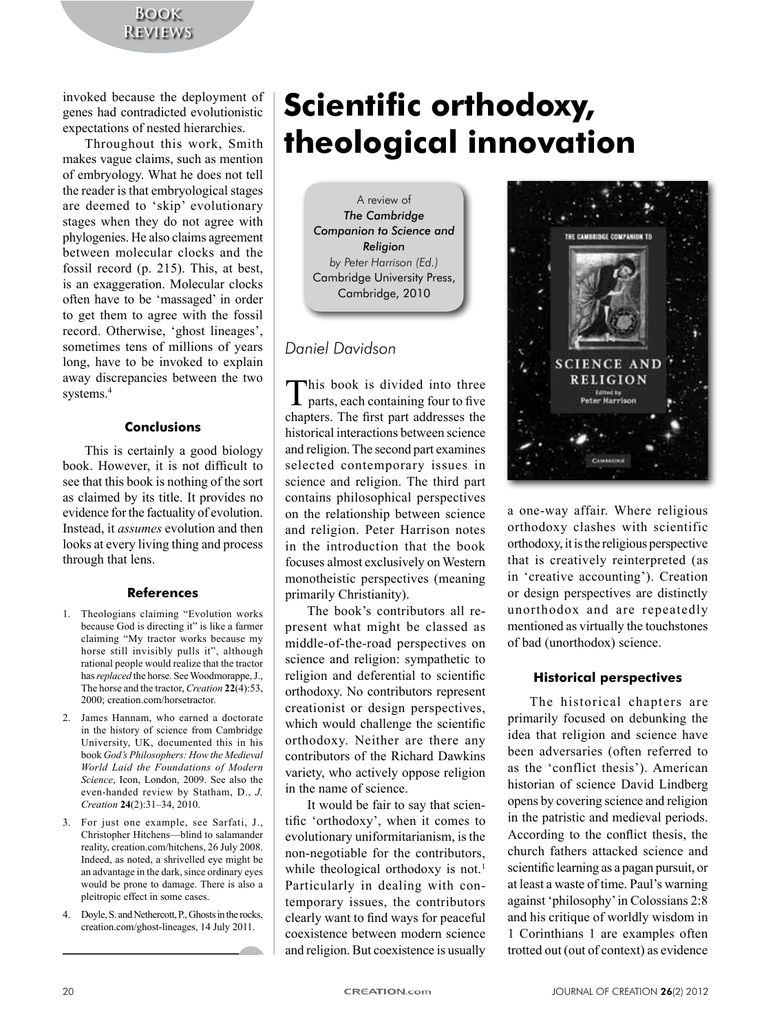invoked because the deployment of genes had contradicted evolutionistic expectations of nested hierarchies.

Throughout this work, Smith makes vague claims, such as mention of embryology. What he does not tell the reader is that embryological stages are deemed to 'skip' evolutionary stages when they do not agree with phylogenies. He also claims agreement between molecular clocks and the fossil record (p. 215). This, at best, is an exaggeration. Molecular clocks often have to be 'massaged' in order to get them to agree with the fossil record. Otherwise, 'ghost lineages', sometimes tens of millions of years long, have to be invoked to explain away discrepancies between the two systems.[4]

### Conclusions

This is certainly a good biology book. However, it is not difficult to see that this book is nothing of the sort as claimed by its title. It provides no evidence for the factuality of evolution. Instead, it *assumes* evolution and then looks at every living thing and process through that lens.

### References

1. Theologians claiming "Evolution works because God is directing it" is like a farmer claiming "My tractor works because my horse still invisibly pulls it", although rational people would realize that the tractor has *replaced* the horse. See Woodmorappe, J., The horse and the tractor, *Creation* **22**(4):53, 2000; creation.com/horsetractor.
2. James Hannam, who earned a doctorate in the history of science from Cambridge University, UK, documented this in his book *God's Philosophers: How the Medieval World Laid the Foundations of Modern Science*, Icon, London, 2009. See also the even-handed review by Statham, D., *J. Creation* **24**(2):31–34, 2010.
3. For just one example, see Sarfati, J., Christopher Hitchens—blind to salamander reality, creation.com/hitchens, 26 July 2008. Indeed, as noted, a shrivelled eye might be an advantage in the dark, since ordinary eyes would be prone to damage. There is also a pleitropic effect in some cases.
4. Doyle, S. and Nethercott, P., Ghosts in the rocks, creation.com/ghost-lineages, 14 July 2011.

# Scientific orthodoxy, theological innovation

A review of
*The Cambridge Companion to Science and Religion*
*by Peter Harrison (Ed.)*
Cambridge University Press, Cambridge, 2010

*Daniel Davidson*

This book is divided into three parts, each containing four to five chapters. The first part addresses the historical interactions between science and religion. The second part examines selected contemporary issues in science and religion. The third part contains philosophical perspectives on the relationship between science and religion. Peter Harrison notes in the introduction that the book focuses almost exclusively on Western monotheistic perspectives (meaning primarily Christianity).

The book's contributors all represent what might be classed as middle-of-the-road perspectives on science and religion: sympathetic to religion and deferential to scientific orthodoxy. No contributors represent creationist or design perspectives, which would challenge the scientific orthodoxy. Neither are there any contributors of the Richard Dawkins variety, who actively oppose religion in the name of science.

It would be fair to say that scientific 'orthodoxy', when it comes to evolutionary uniformitarianism, is the non-negotiable for the contributors, while theological orthodoxy is not.[1] Particularly in dealing with contemporary issues, the contributors clearly want to find ways for peaceful coexistence between modern science and religion. But coexistence is usually a one-way affair. Where religious orthodoxy clashes with scientific orthodoxy, it is the religious perspective that is creatively reinterpreted (as in 'creative accounting'). Creation or design perspectives are distinctly unorthodox and are repeatedly mentioned as virtually the touchstones of bad (unorthodox) science.

### Historical perspectives

The historical chapters are primarily focused on debunking the idea that religion and science have been adversaries (often referred to as the 'conflict thesis'). American historian of science David Lindberg opens by covering science and religion in the patristic and medieval periods. According to the conflict thesis, the church fathers attacked science and scientific learning as a pagan pursuit, or at least a waste of time. Paul's warning against 'philosophy' in Colossians 2:8 and his critique of worldly wisdom in 1 Corinthians 1 are examples often trotted out (out of context) as evidence